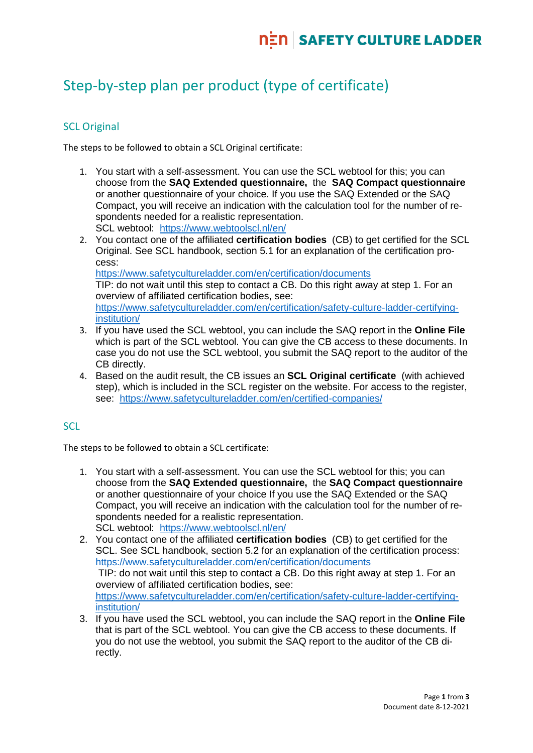# Step-by-step plan per product (type of certificate)

## SCL Original

The steps to be followed to obtain a SCL Original certificate:

1. You start with a self-assessment. You can use the SCL webtool for this; you can choose from the **SAQ Extended questionnaire,** the **SAQ Compact questionnaire** or another questionnaire of your choice. If you use the SAQ Extended or the SAQ Compact, you will receive an indication with the calculation tool for the number of respondents needed for a realistic representation.
   SCL webtool: https://www.webtoolscl.nl/en/
2. You contact one of the affiliated **certification bodies** (CB) to get certified for the SCL Original. See SCL handbook, section 5.1 for an explanation of the certification process:
   https://www.safetycultureladder.com/en/certification/documents
   TIP: do not wait until this step to contact a CB. Do this right away at step 1. For an overview of affiliated certification bodies, see:
   https://www.safetycultureladder.com/en/certification/safety-culture-ladder-certifying-institution/
3. If you have used the SCL webtool, you can include the SAQ report in the **Online File** which is part of the SCL webtool. You can give the CB access to these documents. In case you do not use the SCL webtool, you submit the SAQ report to the auditor of the CB directly.
4. Based on the audit result, the CB issues an **SCL Original certificate** (with achieved step), which is included in the SCL register on the website. For access to the register, see: https://www.safetycultureladder.com/en/certified-companies/

## SCL

The steps to be followed to obtain a SCL certificate:

1. You start with a self-assessment. You can use the SCL webtool for this; you can choose from the **SAQ Extended questionnaire,** the **SAQ Compact questionnaire** or another questionnaire of your choice If you use the SAQ Extended or the SAQ Compact, you will receive an indication with the calculation tool for the number of respondents needed for a realistic representation.
   SCL webtool: https://www.webtoolscl.nl/en/
2. You contact one of the affiliated **certification bodies** (CB) to get certified for the SCL. See SCL handbook, section 5.2 for an explanation of the certification process:
   https://www.safetycultureladder.com/en/certification/documents
   TIP: do not wait until this step to contact a CB. Do this right away at step 1. For an overview of affiliated certification bodies, see:
   https://www.safetycultureladder.com/en/certification/safety-culture-ladder-certifying-institution/
3. If you have used the SCL webtool, you can include the SAQ report in the **Online File** that is part of the SCL webtool. You can give the CB access to these documents. If you do not use the webtool, you submit the SAQ report to the auditor of the CB directly.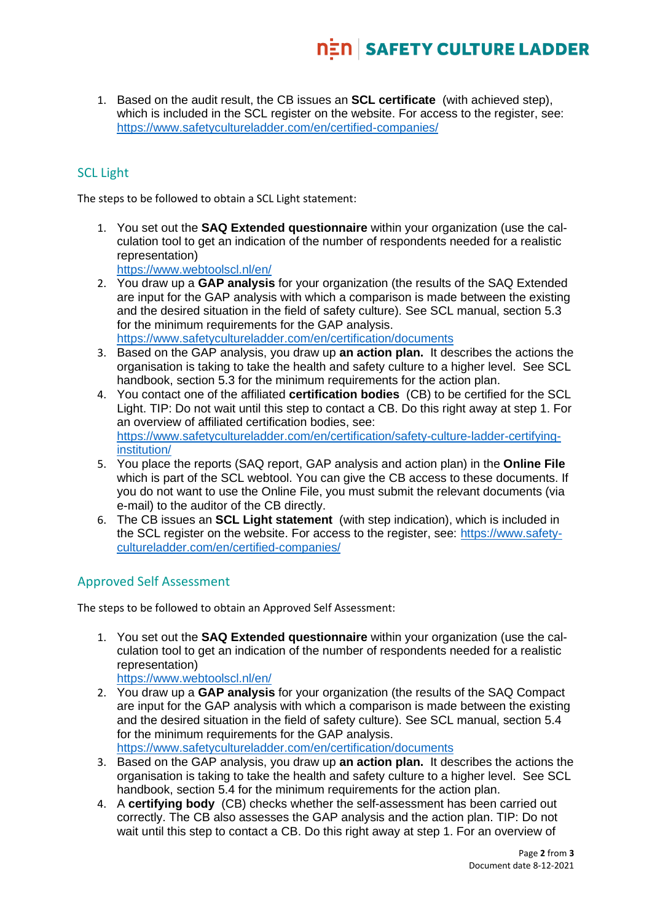1. Based on the audit result, the CB issues an **SCL certificate** (with achieved step), which is included in the SCL register on the website. For access to the register, see: https://www.safetycultureladder.com/en/certified-companies/

## SCL Light

The steps to be followed to obtain a SCL Light statement:

1. You set out the **SAQ Extended questionnaire** within your organization (use the calculation tool to get an indication of the number of respondents needed for a realistic representation) https://www.webtoolscl.nl/en/
2. You draw up a **GAP analysis** for your organization (the results of the SAQ Extended are input for the GAP analysis with which a comparison is made between the existing and the desired situation in the field of safety culture). See SCL manual, section 5.3 for the minimum requirements for the GAP analysis. https://www.safetycultureladder.com/en/certification/documents
3. Based on the GAP analysis, you draw up **an action plan.** It describes the actions the organisation is taking to take the health and safety culture to a higher level. See SCL handbook, section 5.3 for the minimum requirements for the action plan.
4. You contact one of the affiliated **certification bodies** (CB) to be certified for the SCL Light. TIP: Do not wait until this step to contact a CB. Do this right away at step 1. For an overview of affiliated certification bodies, see: https://www.safetycultureladder.com/en/certification/safety-culture-ladder-certifying-institution/
5. You place the reports (SAQ report, GAP analysis and action plan) in the **Online File** which is part of the SCL webtool. You can give the CB access to these documents. If you do not want to use the Online File, you must submit the relevant documents (via e-mail) to the auditor of the CB directly.
6. The CB issues an **SCL Light statement** (with step indication), which is included in the SCL register on the website. For access to the register, see: https://www.safetycultureladder.com/en/certified-companies/

## Approved Self Assessment

The steps to be followed to obtain an Approved Self Assessment:

1. You set out the **SAQ Extended questionnaire** within your organization (use the calculation tool to get an indication of the number of respondents needed for a realistic representation) https://www.webtoolscl.nl/en/
2. You draw up a **GAP analysis** for your organization (the results of the SAQ Compact are input for the GAP analysis with which a comparison is made between the existing and the desired situation in the field of safety culture). See SCL manual, section 5.4 for the minimum requirements for the GAP analysis. https://www.safetycultureladder.com/en/certification/documents
3. Based on the GAP analysis, you draw up **an action plan.** It describes the actions the organisation is taking to take the health and safety culture to a higher level. See SCL handbook, section 5.4 for the minimum requirements for the action plan.
4. A **certifying body** (CB) checks whether the self-assessment has been carried out correctly. The CB also assesses the GAP analysis and the action plan. TIP: Do not wait until this step to contact a CB. Do this right away at step 1. For an overview of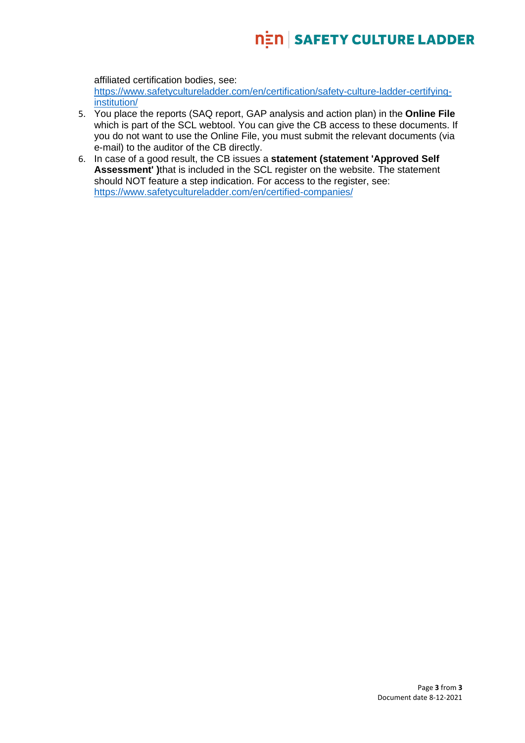affiliated certification bodies, see: https://www.safetycultureladder.com/en/certification/safety-culture-ladder-certifying-institution/

5. You place the reports (SAQ report, GAP analysis and action plan) in the **Online File** which is part of the SCL webtool. You can give the CB access to these documents. If you do not want to use the Online File, you must submit the relevant documents (via e-mail) to the auditor of the CB directly.
6. In case of a good result, the CB issues a **statement (statement 'Approved Self Assessment' )**that is included in the SCL register on the website. The statement should NOT feature a step indication. For access to the register, see: https://www.safetycultureladder.com/en/certified-companies/